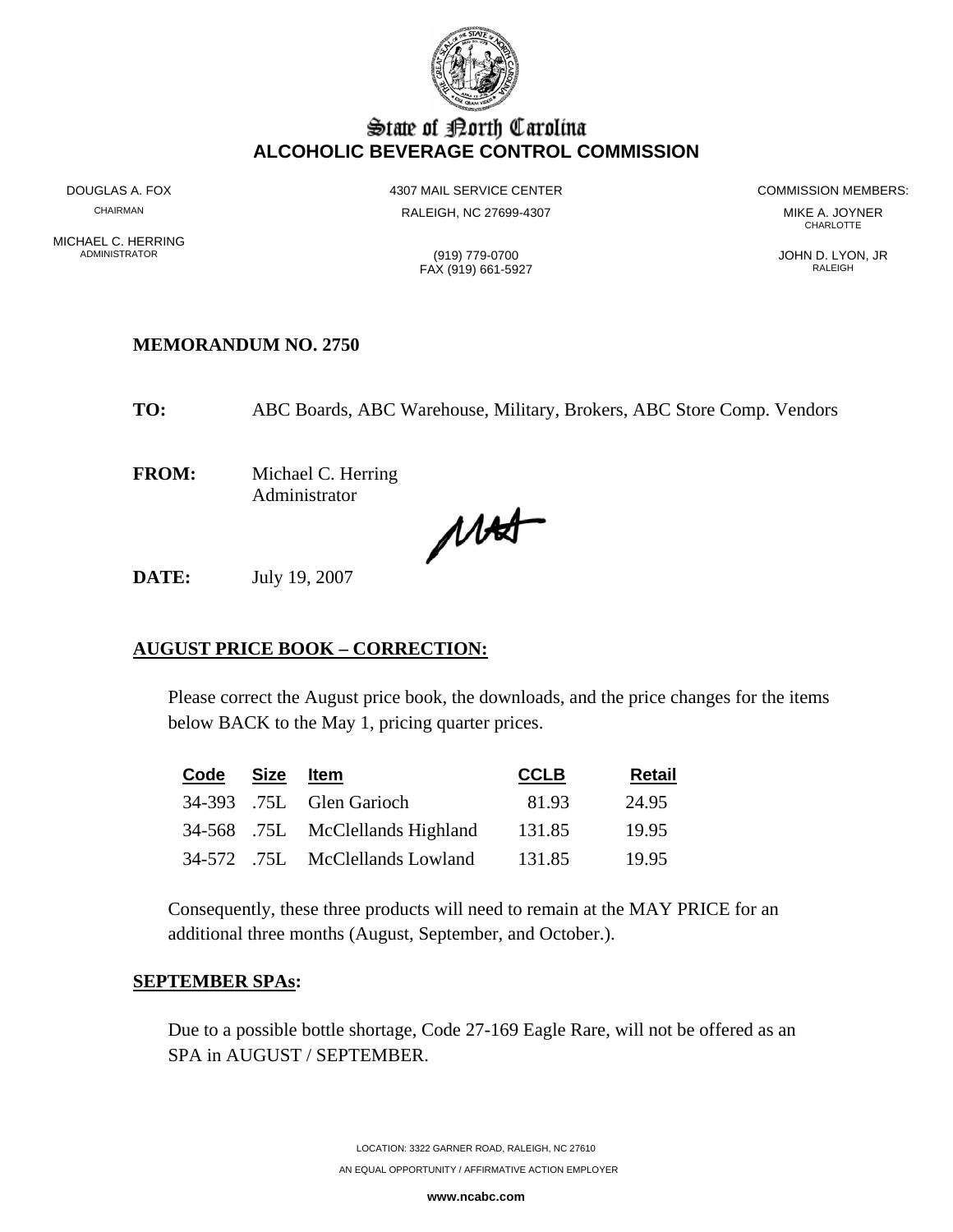# State of North Carolina
## ALCOHOLIC BEVERAGE CONTROL COMMISSION

DOUGLAS A. FOX
CHAIRMAN

MICHAEL C. HERRING
ADMINISTRATOR

4307 MAIL SERVICE CENTER
RALEIGH, NC 27699-4307

(919) 779-0700
FAX (919) 661-5927

COMMISSION MEMBERS:
MIKE A. JOYNER
CHARLOTTE

JOHN D. LYON, JR
RALEIGH

**MEMORANDUM NO. 2750**

**TO:** ABC Boards, ABC Warehouse, Military, Brokers, ABC Store Comp. Vendors

**FROM:** Michael C. Herring
Administrator

**DATE:** July 19, 2007

**AUGUST PRICE BOOK – CORRECTION:**

Please correct the August price book, the downloads, and the price changes for the items below BACK to the May 1, pricing quarter prices.

| Code | Size | Item | CCLB | Retail |
|---|---|---|---|---|
| 34-393 | .75L | Glen Garioch | 81.93 | 24.95 |
| 34-568 | .75L | McClellands Highland | 131.85 | 19.95 |
| 34-572 | .75L | McClellands Lowland | 131.85 | 19.95 |

Consequently, these three products will need to remain at the MAY PRICE for an additional three months (August, September, and October.).

**SEPTEMBER SPAs:**

Due to a possible bottle shortage, Code 27-169 Eagle Rare, will not be offered as an SPA in AUGUST / SEPTEMBER.

LOCATION: 3322 GARNER ROAD, RALEIGH, NC 27610
AN EQUAL OPPORTUNITY / AFFIRMATIVE ACTION EMPLOYER
**www.ncabc.com**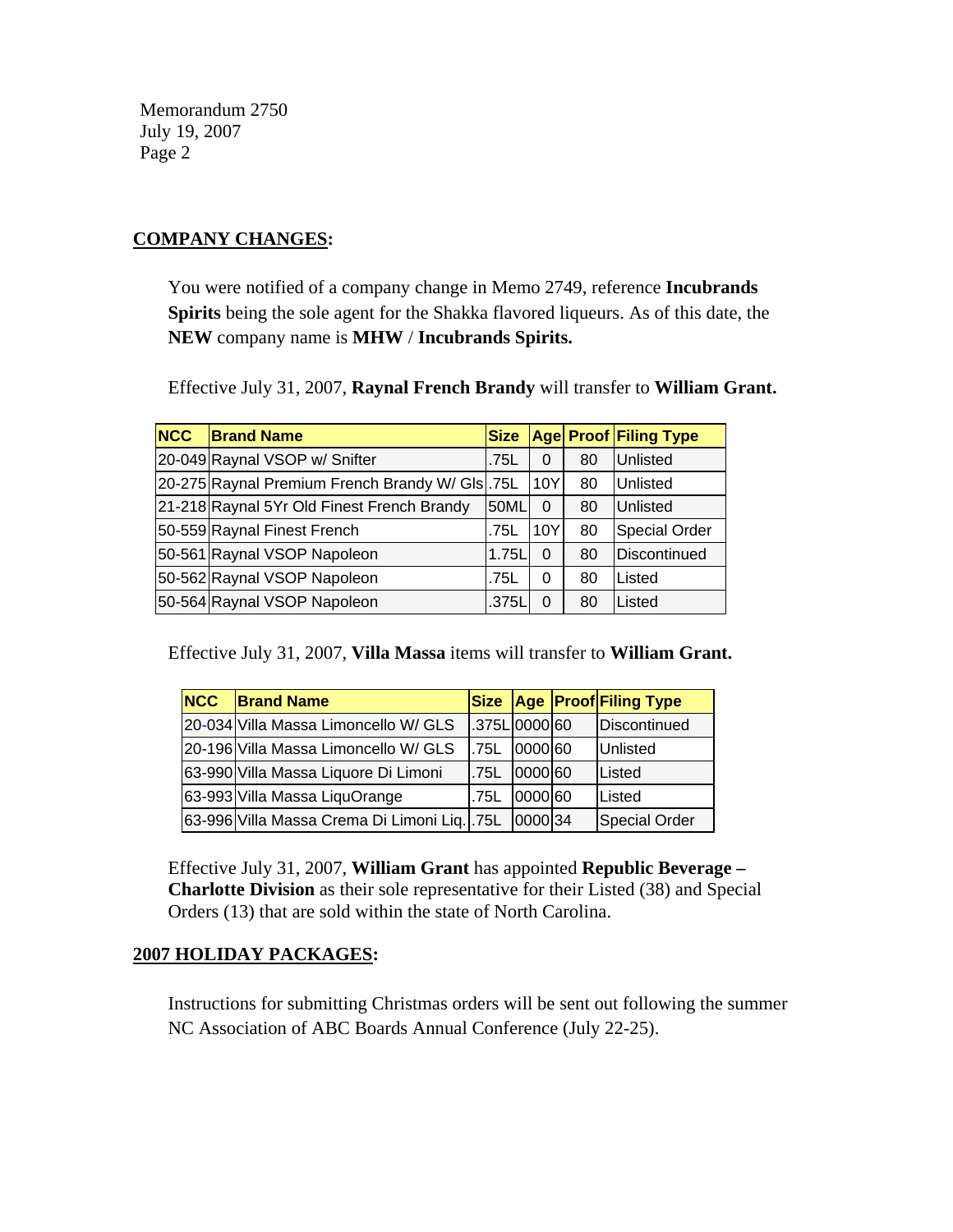## COMPANY CHANGES:

You were notified of a company change in Memo 2749, reference **Incubrands Spirits** being the sole agent for the Shakka flavored liqueurs. As of this date, the **NEW** company name is **MHW** / **Incubrands Spirits.**

Effective July 31, 2007, **Raynal French Brandy** will transfer to **William Grant.**

| NCC | Brand Name | Size | Age | Proof | Filing Type |
|---|---|---|---|---|---|
| 20-049 | Raynal VSOP w/ Snifter | .75L | 0 | 80 | Unlisted |
| 20-275 | Raynal Premium French Brandy W/ Gls | .75L | 10Y | 80 | Unlisted |
| 21-218 | Raynal 5Yr Old Finest French Brandy | 50ML | 0 | 80 | Unlisted |
| 50-559 | Raynal Finest French | .75L | 10Y | 80 | Special Order |
| 50-561 | Raynal VSOP Napoleon | 1.75L | 0 | 80 | Discontinued |
| 50-562 | Raynal VSOP Napoleon | .75L | 0 | 80 | Listed |
| 50-564 | Raynal VSOP Napoleon | .375L | 0 | 80 | Listed |

Effective July 31, 2007, **Villa Massa** items will transfer to **William Grant.**

| NCC | Brand Name | Size | Age | Proof | Filing Type |
|---|---|---|---|---|---|
| 20-034 | Villa Massa Limoncello W/ GLS | .375L | 0000 | 60 | Discontinued |
| 20-196 | Villa Massa Limoncello W/ GLS | .75L | 0000 | 60 | Unlisted |
| 63-990 | Villa Massa Liquore Di Limoni | .75L | 0000 | 60 | Listed |
| 63-993 | Villa Massa LiquOrange | .75L | 0000 | 60 | Listed |
| 63-996 | Villa Massa Crema Di Limoni Liq. | .75L | 0000 | 34 | Special Order |

Effective July 31, 2007, **William Grant** has appointed **Republic Beverage – Charlotte Division** as their sole representative for their Listed (38) and Special Orders (13) that are sold within the state of North Carolina.

## 2007 HOLIDAY PACKAGES:

Instructions for submitting Christmas orders will be sent out following the summer NC Association of ABC Boards Annual Conference (July 22-25).